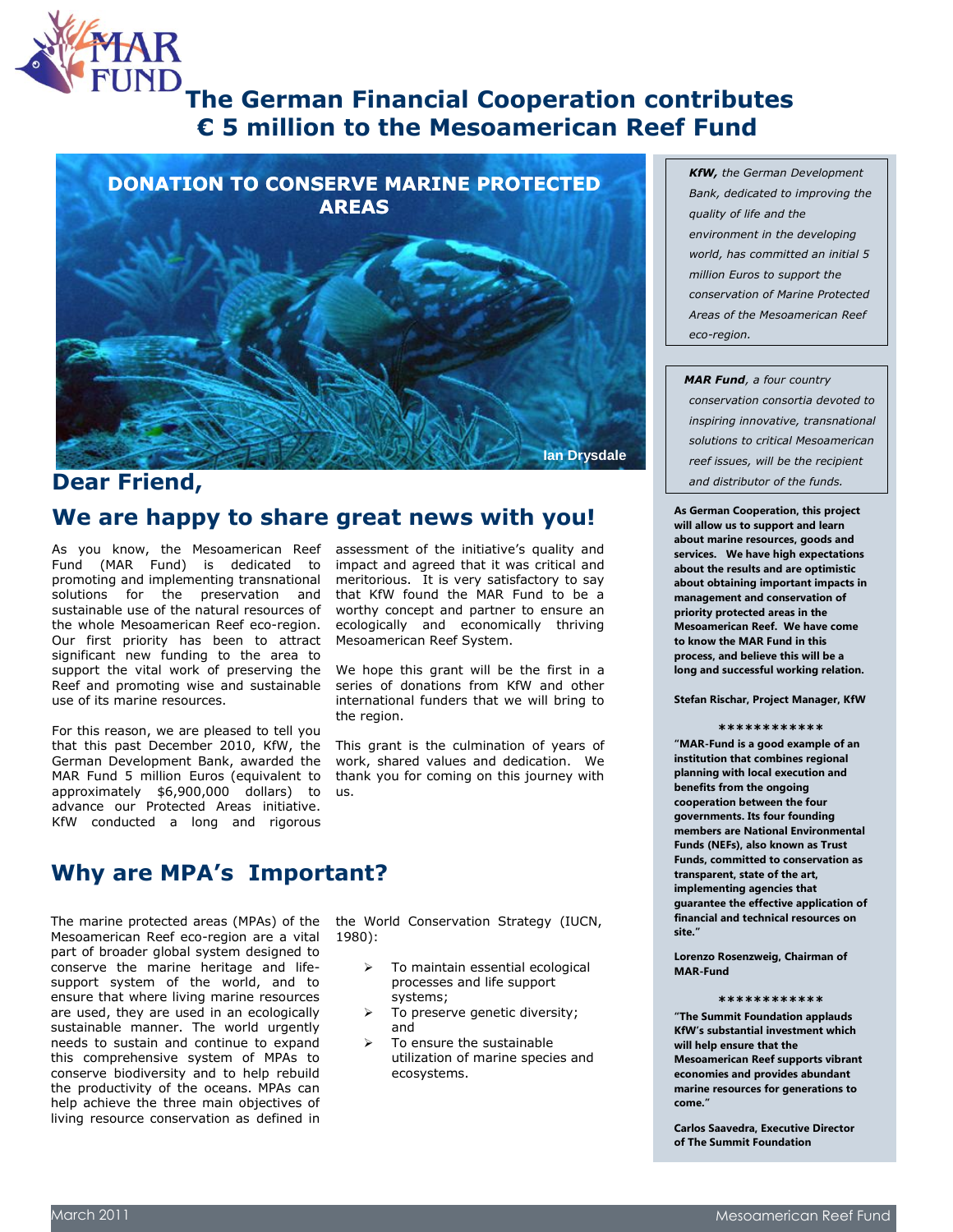# The German Financial Cooperation contributes € 5 million to the Mesoamerican Reef Fund

DONATION TO CONSERVE MARINE PROTECTED AREAS

Ian Drysdale

## Dear Friend,

## We are happy to share great news with you!

As you know, the Mesoamerican Reef Fund (MAR Fund) is dedicated to promoting and implementing transnational solutions for the preservation and sustainable use of the natural resources of the whole Mesoamerican Reef eco-region. Our first priority has been to attract significant new funding to the area to support the vital work of preserving the Reef and promoting wise and sustainable use of its marine resources.

For this reason, we are pleased to tell you that this past December 2010, KfW, the German Development Bank, awarded the MAR Fund 5 million Euros (equivalent to approximately $6,900,000 dollars) to advance our Protected Areas initiative. KfW conducted a long and rigorous assessment of the initiative's quality and impact and agreed that it was critical and meritorious. It is very satisfactory to say that KfW found the MAR Fund to be a worthy concept and partner to ensure an ecologically and economically thriving Mesoamerican Reef System.

We hope this grant will be the first in a series of donations from KfW and other international funders that we will bring to the region.

This grant is the culmination of years of work, shared values and dedication. We thank you for coming on this journey with us.

## Why are MPA's Important?

The marine protected areas (MPAs) of the Mesoamerican Reef eco-region are a vital part of broader global system designed to conserve the marine heritage and life-support system of the world, and to ensure that where living marine resources are used, they are used in an ecologically sustainable manner. The world urgently needs to sustain and continue to expand this comprehensive system of MPAs to conserve biodiversity and to help rebuild the productivity of the oceans. MPAs can help achieve the three main objectives of living resource conservation as defined in the World Conservation Strategy (IUCN, 1980):

- To maintain essential ecological processes and life support systems;
- To preserve genetic diversity; and
- To ensure the sustainable utilization of marine species and ecosystems.

*__KfW,__ the German Development Bank, dedicated to improving the quality of life and the environment in the developing world, has committed an initial 5 million Euros to support the conservation of Marine Protected Areas of the Mesoamerican Reef eco-region.*

*__MAR Fund__, a four country conservation consortia devoted to inspiring innovative, transnational solutions to critical Mesoamerican reef issues, will be the recipient and distributor of the funds.*

**As German Cooperation, this project will allow us to support and learn about marine resources, goods and services. We have high expectations about the results and are optimistic about obtaining important impacts in management and conservation of priority protected areas in the Mesoamerican Reef. We have come to know the MAR Fund in this process, and believe this will be a long and successful working relation.**

**Stefan Rischar, Project Manager, KfW**

************

**"MAR-Fund is a good example of an institution that combines regional planning with local execution and benefits from the ongoing cooperation between the four governments. Its four founding members are National Environmental Funds (NEFs), also known as Trust Funds, committed to conservation as transparent, state of the art, implementing agencies that guarantee the effective application of financial and technical resources on site."**

**Lorenzo Rosenzweig, Chairman of MAR-Fund**

************

**"The Summit Foundation applauds KfW's substantial investment which will help ensure that the Mesoamerican Reef supports vibrant economies and provides abundant marine resources for generations to come."**

**Carlos Saavedra, Executive Director of The Summit Foundation**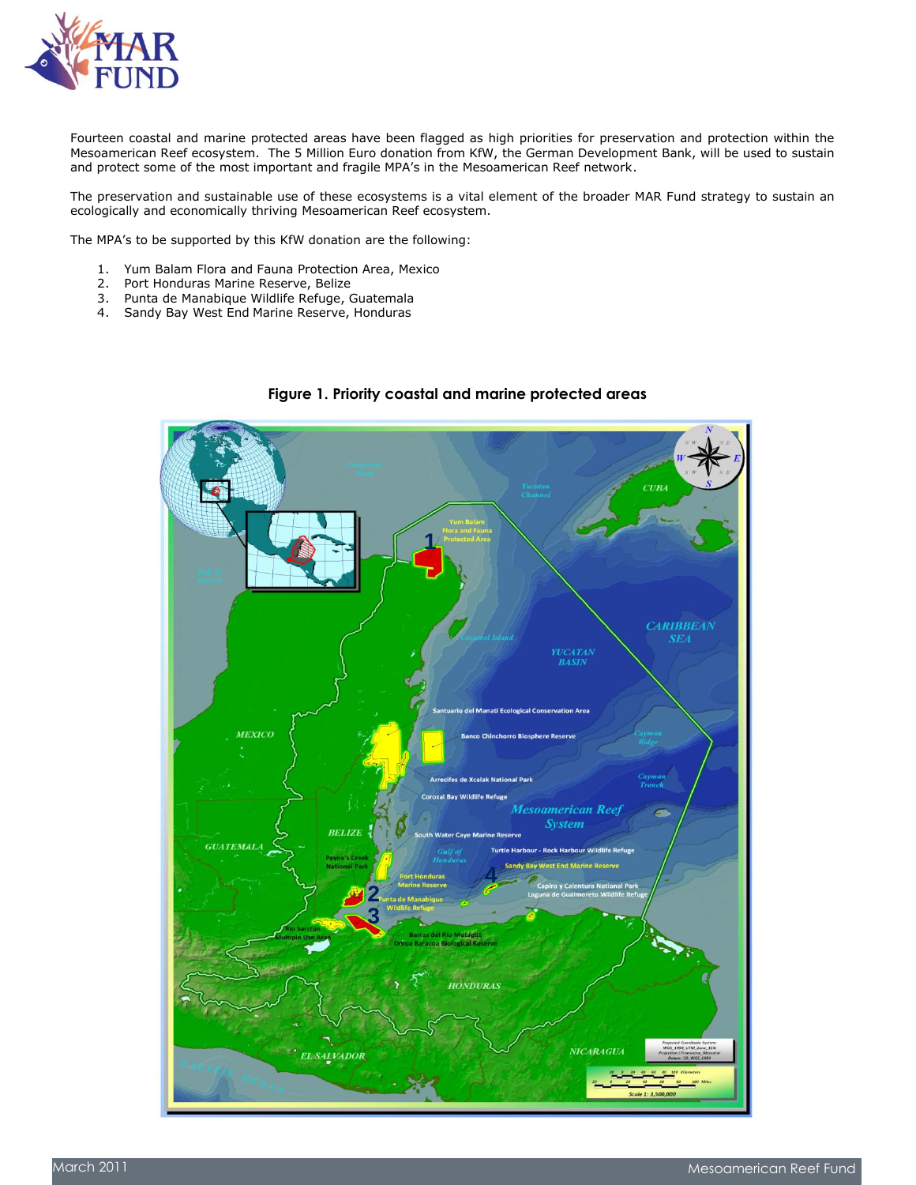Fourteen coastal and marine protected areas have been flagged as high priorities for preservation and protection within the Mesoamerican Reef ecosystem. The 5 Million Euro donation from KfW, the German Development Bank, will be used to sustain and protect some of the most important and fragile MPA's in the Mesoamerican Reef network.

The preservation and sustainable use of these ecosystems is a vital element of the broader MAR Fund strategy to sustain an ecologically and economically thriving Mesoamerican Reef ecosystem.

The MPA's to be supported by this KfW donation are the following:

1. Yum Balam Flora and Fauna Protection Area, Mexico
2. Port Honduras Marine Reserve, Belize
3. Punta de Manabique Wildlife Refuge, Guatemala
4. Sandy Bay West End Marine Reserve, Honduras

**Figure 1. Priority coastal and marine protected areas**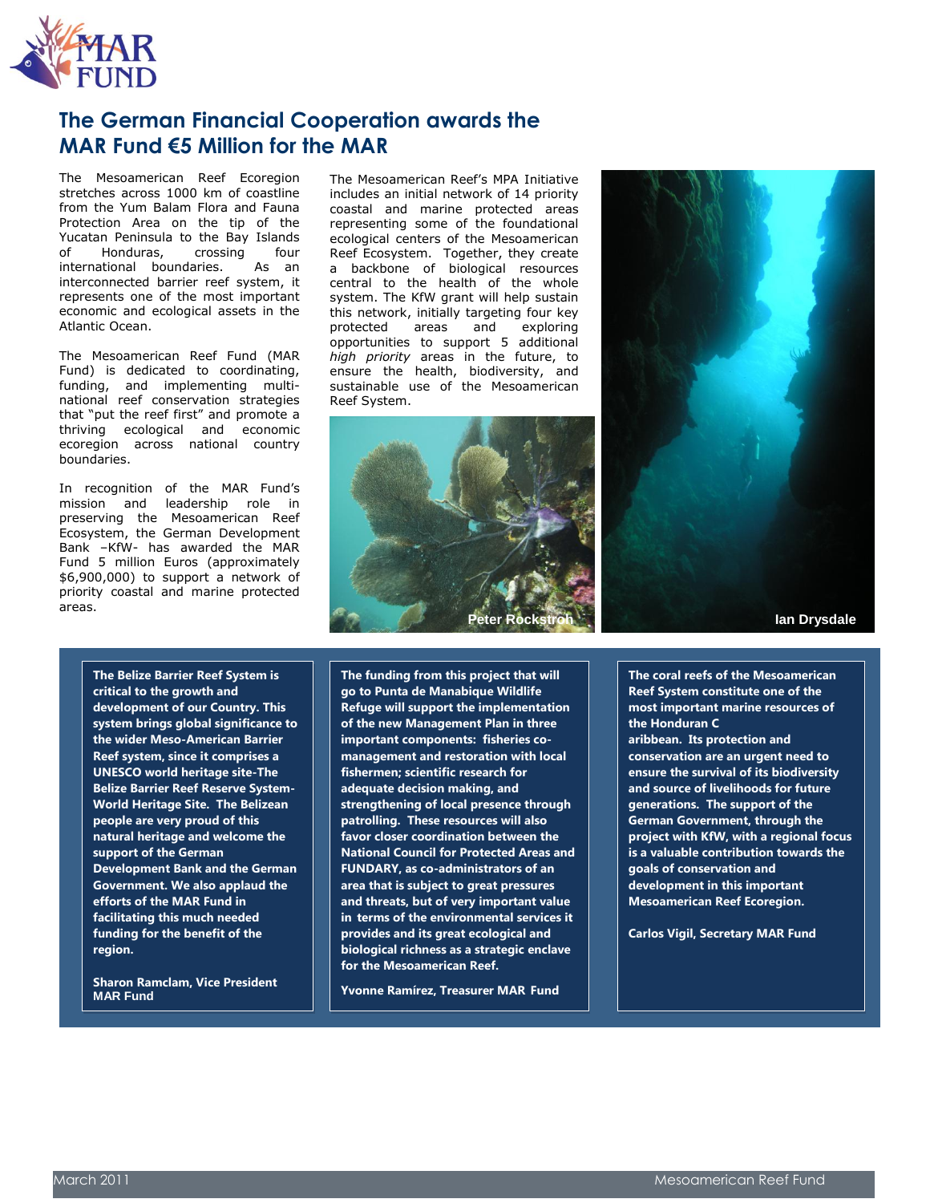# The German Financial Cooperation awards the MAR Fund €5 Million for the MAR

The Mesoamerican Reef Ecoregion stretches across 1000 km of coastline from the Yum Balam Flora and Fauna Protection Area on the tip of the Yucatan Peninsula to the Bay Islands of Honduras, crossing four international boundaries. As an interconnected barrier reef system, it represents one of the most important economic and ecological assets in the Atlantic Ocean.

The Mesoamerican Reef Fund (MAR Fund) is dedicated to coordinating, funding, and implementing multi-national reef conservation strategies that "put the reef first" and promote a thriving ecological and economic ecoregion across national country boundaries.

In recognition of the MAR Fund's mission and leadership role in preserving the Mesoamerican Reef Ecosystem, the German Development Bank –KfW- has awarded the MAR Fund 5 million Euros (approximately $6,900,000) to support a network of priority coastal and marine protected areas.

The Mesoamerican Reef's MPA Initiative includes an initial network of 14 priority coastal and marine protected areas representing some of the foundational ecological centers of the Mesoamerican Reef Ecosystem. Together, they create a backbone of biological resources central to the health of the whole system. The KfW grant will help sustain this network, initially targeting four key protected areas and exploring opportunities to support 5 additional *high priority* areas in the future, to ensure the health, biodiversity, and sustainable use of the Mesoamerican Reef System.

Peter Rockstroh

Ian Drysdale

**The Belize Barrier Reef System is critical to the growth and development of our Country. This system brings global significance to the wider Meso-American Barrier Reef system, since it comprises a UNESCO world heritage site-The Belize Barrier Reef Reserve System-World Heritage Site. The Belizean people are very proud of this natural heritage and welcome the support of the German Development Bank and the German Government. We also applaud the efforts of the MAR Fund in facilitating this much needed funding for the benefit of the region.**

**Sharon Ramclam, Vice President MAR Fund**

**The funding from this project that will go to Punta de Manabique Wildlife Refuge will support the implementation of the new Management Plan in three important components: fisheries co-management and restoration with local fishermen; scientific research for adequate decision making, and strengthening of local presence through patrolling. These resources will also favor closer coordination between the National Council for Protected Areas and FUNDARY, as co-administrators of an area that is subject to great pressures and threats, but of very important value in terms of the environmental services it provides and its great ecological and biological richness as a strategic enclave for the Mesoamerican Reef.**

**Yvonne Ramírez, Treasurer MAR Fund**

**The coral reefs of the Mesoamerican Reef System constitute one of the most important marine resources of the Honduran C aribbean. Its protection and conservation are an urgent need to ensure the survival of its biodiversity and source of livelihoods for future generations. The support of the German Government, through the project with KfW, with a regional focus is a valuable contribution towards the goals of conservation and development in this important Mesoamerican Reef Ecoregion.**

**Carlos Vigil, Secretary MAR Fund**